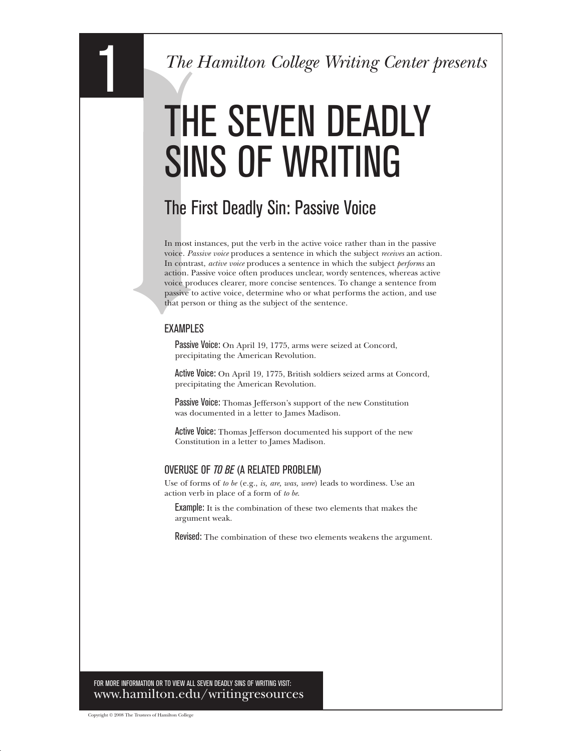*The Hamilton College Writing Center presents*

# THE SEVEN DEADLY SINS OF WRITING

## The First Deadly Sin: Passive Voice

In most instances, put the verb in the active voice rather than in the passive voice. *Passive voice* produces a sentence in which the subject *receives* an action. In contrast, *active voice* produces a sentence in which the subject *performs* an action. Passive voice often produces unclear, wordy sentences, whereas active voice produces clearer, more concise sentences. To change a sentence from passive to active voice, determine who or what performs the action, and use that person or thing as the subject of the sentence.

### EXAMPLES

**Passive Voice:** On April 19, 1775, arms were seized at Concord, precipitating the American Revolution.

**Active Voice:** On April 19, 1775, British soldiers seized arms at Concord, precipitating the American Revolution.

**Passive Voice:** Thomas Jefferson's support of the new Constitution was documented in a letter to James Madison.

**Active Voice:** Thomas Jefferson documented his support of the new Constitution in a letter to James Madison.

### OVERUSE OF *TO BE* (A RELATED PROBLEM)

Use of forms of *to be* (e.g., *is, are, was, were*) leads to wordiness. Use an action verb in place of a form of *to be*.

**Example:** It is the combination of these two elements that makes the argument weak.

**Revised:** The combination of these two elements weakens the argument.

FOR MORE INFORMATION OR TO VIEW ALL SEVEN DEADLY SINS OF WRITING VISIT:
www.hamilton.edu/writingresources

Copyright © 2008 The Trustees of Hamilton College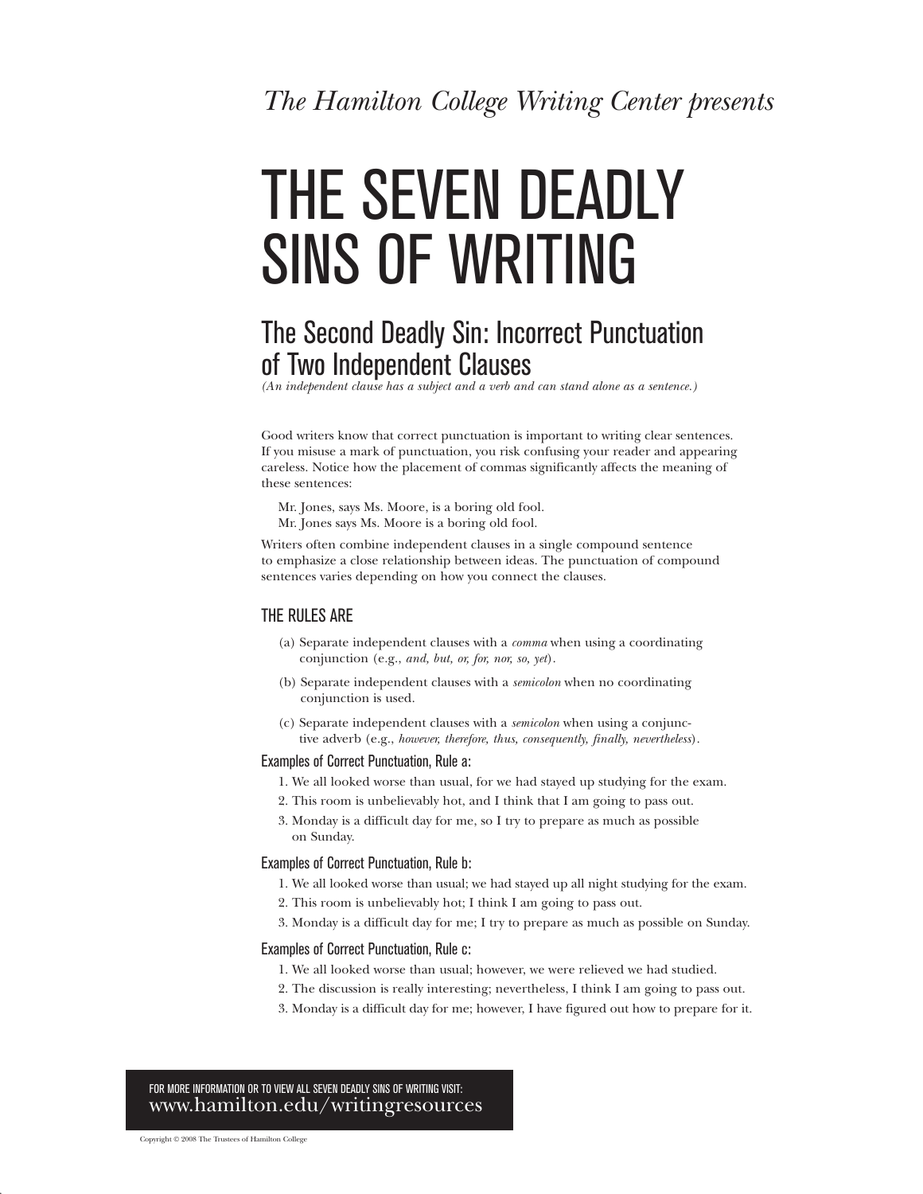*The Hamilton College Writing Center presents*

# THE SEVEN DEADLY SINS OF WRITING

## The Second Deadly Sin: Incorrect Punctuation of Two Independent Clauses

*(An independent clause has a subject and a verb and can stand alone as a sentence.)*

Good writers know that correct punctuation is important to writing clear sentences. If you misuse a mark of punctuation, you risk confusing your reader and appearing careless. Notice how the placement of commas significantly affects the meaning of these sentences:

Mr. Jones, says Ms. Moore, is a boring old fool.
Mr. Jones says Ms. Moore is a boring old fool.

Writers often combine independent clauses in a single compound sentence to emphasize a close relationship between ideas. The punctuation of compound sentences varies depending on how you connect the clauses.

### THE RULES ARE

(a) Separate independent clauses with a *comma* when using a coordinating conjunction (e.g., *and, but, or, for, nor, so, yet*).

(b) Separate independent clauses with a *semicolon* when no coordinating conjunction is used.

(c) Separate independent clauses with a *semicolon* when using a conjunctive adverb (e.g., *however, therefore, thus, consequently, finally, nevertheless*).

#### Examples of Correct Punctuation, Rule a:

1. We all looked worse than usual, for we had stayed up studying for the exam.
2. This room is unbelievably hot, and I think that I am going to pass out.
3. Monday is a difficult day for me, so I try to prepare as much as possible on Sunday.

#### Examples of Correct Punctuation, Rule b:

1. We all looked worse than usual; we had stayed up all night studying for the exam.
2. This room is unbelievably hot; I think I am going to pass out.
3. Monday is a difficult day for me; I try to prepare as much as possible on Sunday.

#### Examples of Correct Punctuation, Rule c:

1. We all looked worse than usual; however, we were relieved we had studied.
2. The discussion is really interesting; nevertheless, I think I am going to pass out.
3. Monday is a difficult day for me; however, I have figured out how to prepare for it.

FOR MORE INFORMATION OR TO VIEW ALL SEVEN DEADLY SINS OF WRITING VISIT:
www.hamilton.edu/writingresources

Copyright © 2008 The Trustees of Hamilton College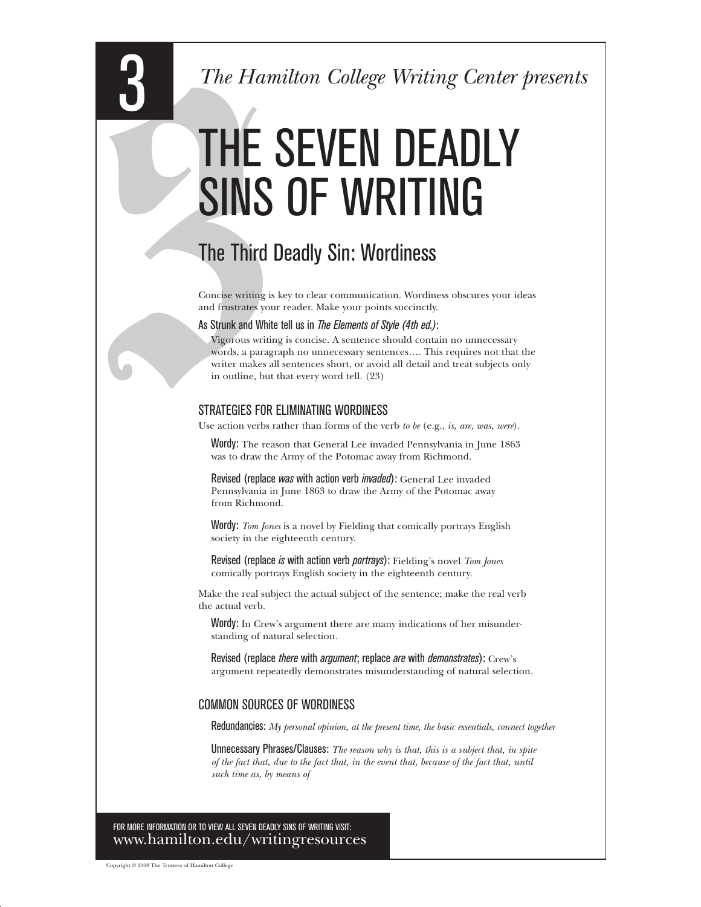3

*The Hamilton College Writing Center presents*

# THE SEVEN DEADLY SINS OF WRITING

## The Third Deadly Sin: Wordiness

Concise writing is key to clear communication. Wordiness obscures your ideas and frustrates your reader. Make your points succinctly.

As Strunk and White tell us in *The Elements of Style (4th ed.)*:

> Vigorous writing is concise. A sentence should contain no unnecessary words, a paragraph no unnecessary sentences…. This requires not that the writer makes all sentences short, or avoid all detail and treat subjects only in outline, but that every word tell. (23)

### STRATEGIES FOR ELIMINATING WORDINESS

Use action verbs rather than forms of the verb *to be* (e.g., *is, are, was, were*).

> **Wordy:** The reason that General Lee invaded Pennsylvania in June 1863 was to draw the Army of the Potomac away from Richmond.
>
> **Revised (replace *was* with action verb *invaded*):** General Lee invaded Pennsylvania in June 1863 to draw the Army of the Potomac away from Richmond.
>
> **Wordy:** *Tom Jones* is a novel by Fielding that comically portrays English society in the eighteenth century.
>
> **Revised (replace *is* with action verb *portrays*):** Fielding's novel *Tom Jones* comically portrays English society in the eighteenth century.

Make the real subject the actual subject of the sentence; make the real verb the actual verb.

> **Wordy:** In Crew's argument there are many indications of her misunderstanding of natural selection.
>
> **Revised (replace *there* with *argument*; replace *are* with *demonstrates*):** Crew's argument repeatedly demonstrates misunderstanding of natural selection.

### COMMON SOURCES OF WORDINESS

> **Redundancies:** *My personal opinion, at the present time, the basic essentials, connect together*
>
> **Unnecessary Phrases/Clauses:** *The reason why is that, this is a subject that, in spite of the fact that, due to the fact that, in the event that, because of the fact that, until such time as, by means of*

FOR MORE INFORMATION OR TO VIEW ALL SEVEN DEADLY SINS OF WRITING VISIT:
www.hamilton.edu/writingresources

Copyright © 2008 The Trustees of Hamilton College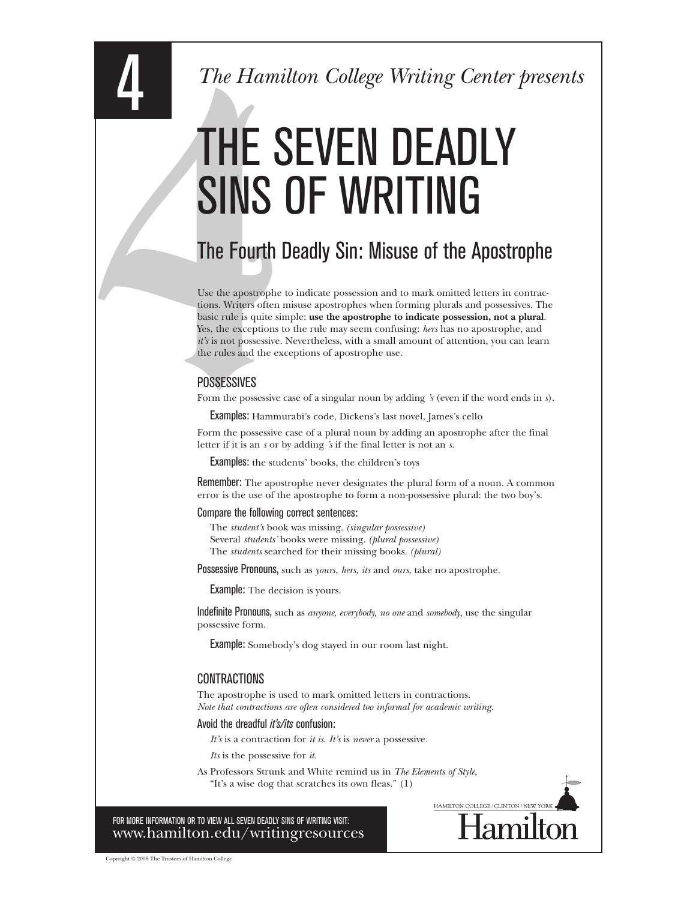*The Hamilton College Writing Center presents*

# THE SEVEN DEADLY SINS OF WRITING

## The Fourth Deadly Sin: Misuse of the Apostrophe

Use the apostrophe to indicate possession and to mark omitted letters in contractions. Writers often misuse apostrophes when forming plurals and possessives. The basic rule is quite simple: **use the apostrophe to indicate possession, not a plural**. Yes, the exceptions to the rule may seem confusing: *hers* has no apostrophe, and *it's* is not possessive. Nevertheless, with a small amount of attention, you can learn the rules and the exceptions of apostrophe use.

### POSSESSIVES

Form the possessive case of a singular noun by adding *'s* (even if the word ends in *s*).

Examples: Hammurabi's code, Dickens's last novel, James's cello

Form the possessive case of a plural noun by adding an apostrophe after the final letter if it is an *s* or by adding *'s* if the final letter is not an *s*.

Examples: the students' books, the children's toys

Remember: The apostrophe never designates the plural form of a noun. A common error is the use of the apostrophe to form a non-possessive plural: the two boy's.

Compare the following correct sentences:

The *student's* book was missing. *(singular possessive)*
Several *students'* books were missing. *(plural possessive)*
The *students* searched for their missing books. *(plural)*

Possessive Pronouns, such as *yours, hers, its* and *ours*, take no apostrophe.

Example: The decision is yours.

Indefinite Pronouns, such as *anyone, everybody, no one* and *somebody*, use the singular possessive form.

Example: Somebody's dog stayed in our room last night.

### CONTRACTIONS

The apostrophe is used to mark omitted letters in contractions.
*Note that contractions are often considered too informal for academic writing.*

Avoid the dreadful *it's/its* confusion:

*It's* is a contraction for *it is*. *It's* is *never* a possessive.

*Its* is the possessive for *it*.

As Professors Strunk and White remind us in *The Elements of Style*,
"It's a wise dog that scratches its own fleas." (1)

FOR MORE INFORMATION OR TO VIEW ALL SEVEN DEADLY SINS OF WRITING VISIT:
www.hamilton.edu/writingresources

HAMILTON COLLEGE / CLINTON / NEW YORK
Hamilton

Copyright © 2008 The Trustees of Hamilton College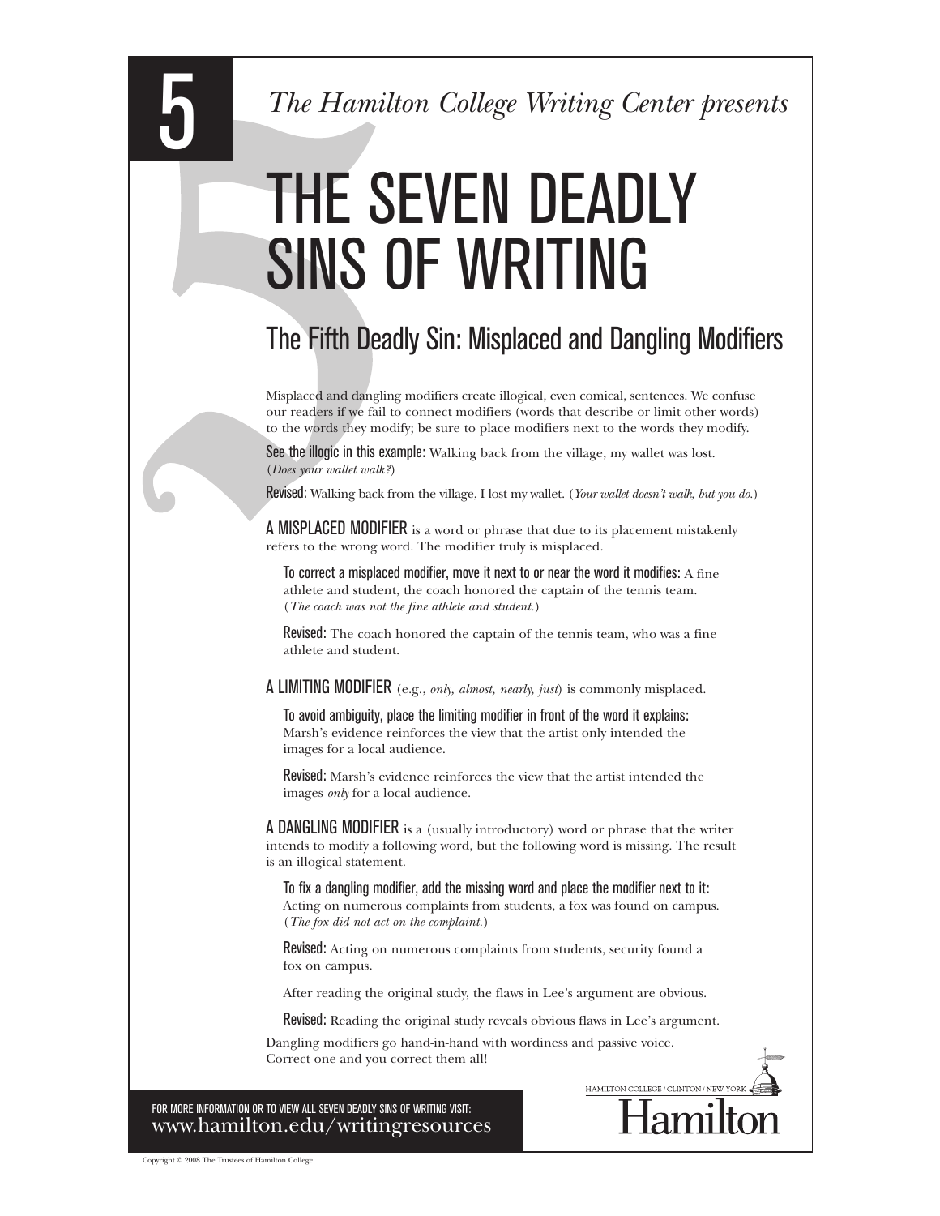5

*The Hamilton College Writing Center presents*

# THE SEVEN DEADLY SINS OF WRITING

## The Fifth Deadly Sin: Misplaced and Dangling Modifiers

Misplaced and dangling modifiers create illogical, even comical, sentences. We confuse our readers if we fail to connect modifiers (words that describe or limit other words) to the words they modify; be sure to place modifiers next to the words they modify.

**See the illogic in this example:** Walking back from the village, my wallet was lost. (*Does your wallet walk?*)

**Revised:** Walking back from the village, I lost my wallet. (*Your wallet doesn't walk, but you do.*)

**A MISPLACED MODIFIER** is a word or phrase that due to its placement mistakenly refers to the wrong word. The modifier truly is misplaced.

> **To correct a misplaced modifier, move it next to or near the word it modifies:** A fine athlete and student, the coach honored the captain of the tennis team. (*The coach was not the fine athlete and student.*)
>
> **Revised:** The coach honored the captain of the tennis team, who was a fine athlete and student.

**A LIMITING MODIFIER** (e.g., *only, almost, nearly, just*) is commonly misplaced.

> **To avoid ambiguity, place the limiting modifier in front of the word it explains:** Marsh's evidence reinforces the view that the artist only intended the images for a local audience.
>
> **Revised:** Marsh's evidence reinforces the view that the artist intended the images *only* for a local audience.

**A DANGLING MODIFIER** is a (usually introductory) word or phrase that the writer intends to modify a following word, but the following word is missing. The result is an illogical statement.

> **To fix a dangling modifier, add the missing word and place the modifier next to it:** Acting on numerous complaints from students, a fox was found on campus. (*The fox did not act on the complaint.*)
>
> **Revised:** Acting on numerous complaints from students, security found a fox on campus.
>
> After reading the original study, the flaws in Lee's argument are obvious.
>
> **Revised:** Reading the original study reveals obvious flaws in Lee's argument.

Dangling modifiers go hand-in-hand with wordiness and passive voice. Correct one and you correct them all!

FOR MORE INFORMATION OR TO VIEW ALL SEVEN DEADLY SINS OF WRITING VISIT:
www.hamilton.edu/writingresources

HAMILTON COLLEGE / CLINTON / NEW YORK
Hamilton

Copyright © 2008 The Trustees of Hamilton College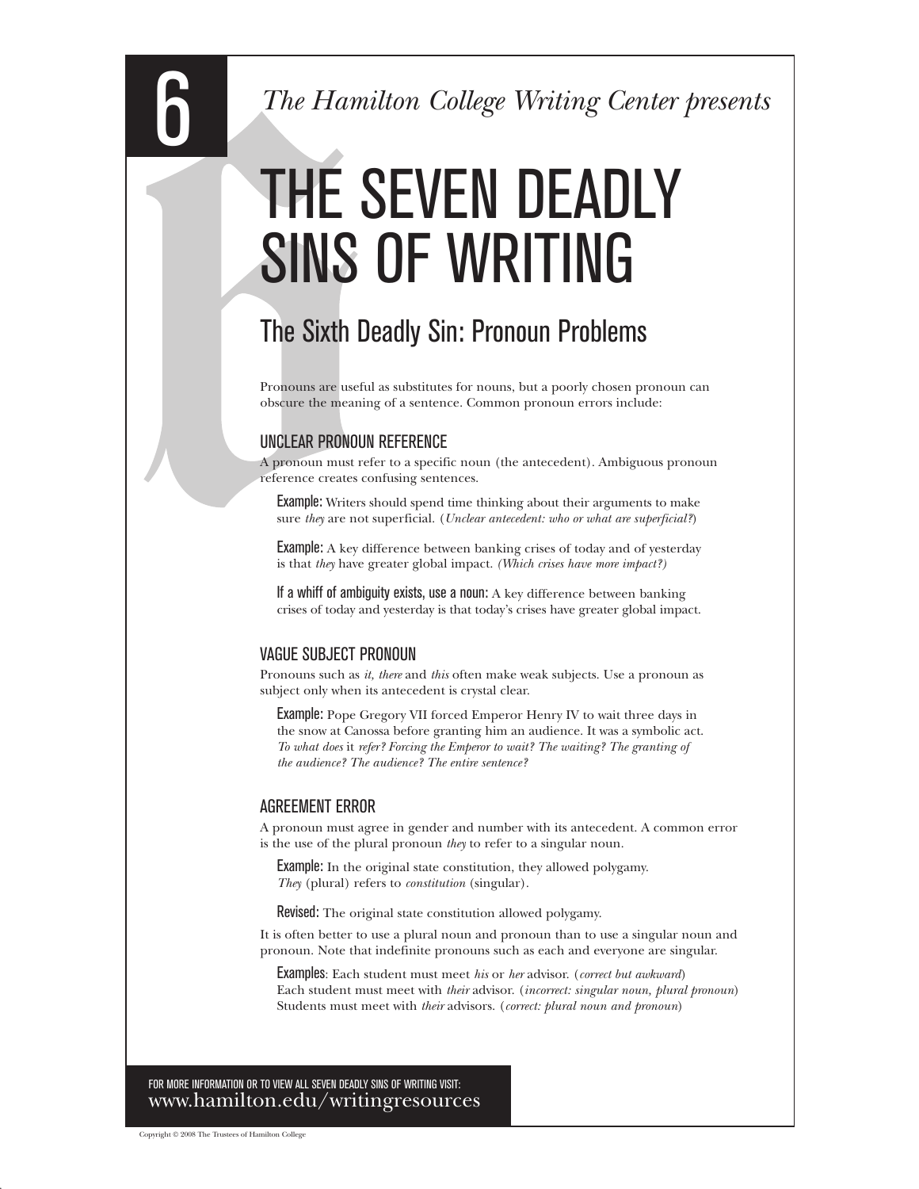6

*The Hamilton College Writing Center presents*

# THE SEVEN DEADLY SINS OF WRITING

## The Sixth Deadly Sin: Pronoun Problems

Pronouns are useful as substitutes for nouns, but a poorly chosen pronoun can obscure the meaning of a sentence. Common pronoun errors include:

### UNCLEAR PRONOUN REFERENCE

A pronoun must refer to a specific noun (the antecedent). Ambiguous pronoun reference creates confusing sentences.

**Example:** Writers should spend time thinking about their arguments to make sure *they* are not superficial. (*Unclear antecedent: who or what are superficial?*)

**Example:** A key difference between banking crises of today and of yesterday is that *they* have greater global impact. *(Which crises have more impact?)*

**If a whiff of ambiguity exists, use a noun:** A key difference between banking crises of today and yesterday is that today's crises have greater global impact.

### VAGUE SUBJECT PRONOUN

Pronouns such as *it, there* and *this* often make weak subjects. Use a pronoun as subject only when its antecedent is crystal clear.

**Example:** Pope Gregory VII forced Emperor Henry IV to wait three days in the snow at Canossa before granting him an audience. It was a symbolic act. *To what does* it *refer? Forcing the Emperor to wait? The waiting? The granting of the audience? The audience? The entire sentence?*

### AGREEMENT ERROR

A pronoun must agree in gender and number with its antecedent. A common error is the use of the plural pronoun *they* to refer to a singular noun.

**Example:** In the original state constitution, they allowed polygamy. *They* (plural) refers to *constitution* (singular).

**Revised:** The original state constitution allowed polygamy.

It is often better to use a plural noun and pronoun than to use a singular noun and pronoun. Note that indefinite pronouns such as each and everyone are singular.

**Examples**: Each student must meet *his* or *her* advisor. (*correct but awkward*)
Each student must meet with *their* advisor. (*incorrect: singular noun, plural pronoun*)
Students must meet with *their* advisors. (*correct: plural noun and pronoun*)

FOR MORE INFORMATION OR TO VIEW ALL SEVEN DEADLY SINS OF WRITING VISIT:
www.hamilton.edu/writingresources

Copyright © 2008 The Trustees of Hamilton College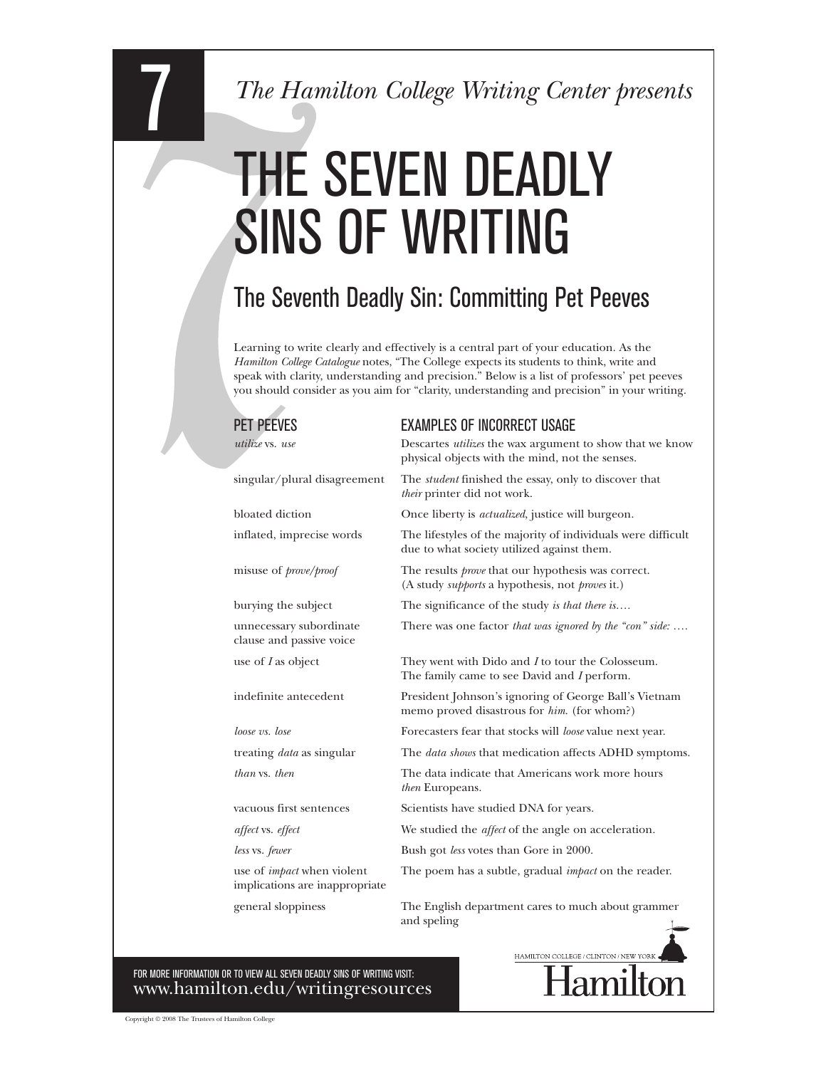7

*The Hamilton College Writing Center presents*

# THE SEVEN DEADLY SINS OF WRITING

## The Seventh Deadly Sin: Committing Pet Peeves

Learning to write clearly and effectively is a central part of your education. As the *Hamilton College Catalogue* notes, "The College expects its students to think, write and speak with clarity, understanding and precision." Below is a list of professors' pet peeves you should consider as you aim for "clarity, understanding and precision" in your writing.

| PET PEEVES | EXAMPLES OF INCORRECT USAGE |
|---|---|
| *utilize* vs. *use* | Descartes *utilizes* the wax argument to show that we know physical objects with the mind, not the senses. |
| singular/plural disagreement | The *student* finished the essay, only to discover that *their* printer did not work. |
| bloated diction | Once liberty is *actualized*, justice will burgeon. |
| inflated, imprecise words | The lifestyles of the majority of individuals were difficult due to what society utilized against them. |
| misuse of *prove/proof* | The results *prove* that our hypothesis was correct. (A study *supports* a hypothesis, not *proves* it.) |
| burying the subject | The significance of the study *is that there is*.… |
| unnecessary subordinate clause and passive voice | There was one factor *that was ignored by the "con" side:* …. |
| use of *I* as object | They went with Dido and *I* to tour the Colosseum. The family came to see David and *I* perform. |
| indefinite antecedent | President Johnson's ignoring of George Ball's Vietnam memo proved disastrous for *him*. (for whom?) |
| *loose vs. lose* | Forecasters fear that stocks will *loose* value next year. |
| treating *data* as singular | The *data shows* that medication affects ADHD symptoms. |
| *than* vs. *then* | The data indicate that Americans work more hours *then* Europeans. |
| vacuous first sentences | Scientists have studied DNA for years. |
| *affect* vs. *effect* | We studied the *affect* of the angle on acceleration. |
| *less* vs. *fewer* | Bush got *less* votes than Gore in 2000. |
| use of *impact* when violent implications are inappropriate | The poem has a subtle, gradual *impact* on the reader. |
| general sloppiness | The English department cares to much about grammer and speling |

FOR MORE INFORMATION OR TO VIEW ALL SEVEN DEADLY SINS OF WRITING VISIT:
www.hamilton.edu/writingresources

HAMILTON COLLEGE / CLINTON / NEW YORK
Hamilton

Copyright © 2008 The Trustees of Hamilton College